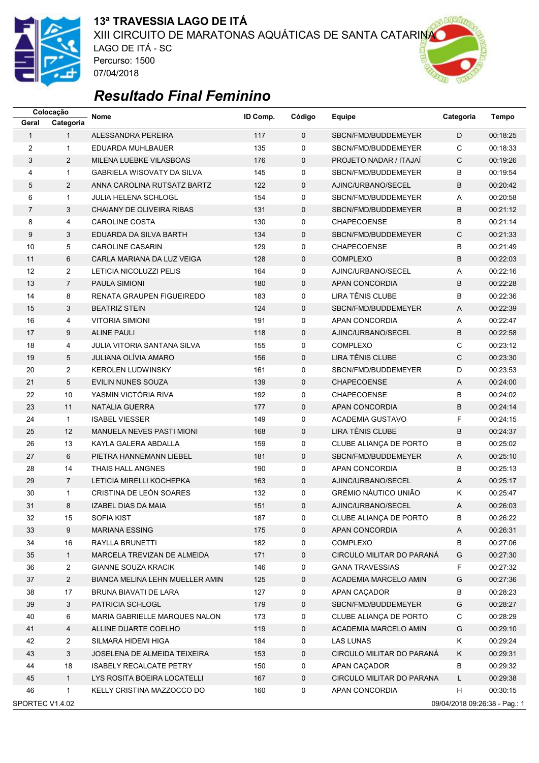# 13ª TRAVESSIA LAGO DE ITÁ

XIII CIRCUITO DE MARATONAS AQUÁTICAS DE SANTA CATARINA

LAGO DE ITÁ - SC

Percurso: 1500

07/04/2018

## *Resultado Final Feminino*

| Colocação | | Nome | ID Comp. | Código | Equipe | Categoria | Tempo |
|---|---|---|---|---|---|---|---|
| Geral | Categoria | | | | | | |
| 1 | 1 | ALESSANDRA PEREIRA | 117 | 0 | SBCN/FMD/BUDDEMEYER | D | 00:18:25 |
| 2 | 1 | EDUARDA MUHLBAUER | 135 | 0 | SBCN/FMD/BUDDEMEYER | C | 00:18:33 |
| 3 | 2 | MILENA LUEBKE VILASBOAS | 176 | 0 | PROJETO NADAR / ITAJAÍ | C | 00:19:26 |
| 4 | 1 | GABRIELA WISOVATY DA SILVA | 145 | 0 | SBCN/FMD/BUDDEMEYER | B | 00:19:54 |
| 5 | 2 | ANNA CAROLINA RUTSATZ BARTZ | 122 | 0 | AJINC/URBANO/SECEL | B | 00:20:42 |
| 6 | 1 | JULIA HELENA SCHLOGL | 154 | 0 | SBCN/FMD/BUDDEMEYER | A | 00:20:58 |
| 7 | 3 | CHAIANY DE OLIVEIRA RIBAS | 131 | 0 | SBCN/FMD/BUDDEMEYER | B | 00:21:12 |
| 8 | 4 | CAROLINE COSTA | 130 | 0 | CHAPECOENSE | B | 00:21:14 |
| 9 | 3 | EDUARDA DA SILVA BARTH | 134 | 0 | SBCN/FMD/BUDDEMEYER | C | 00:21:33 |
| 10 | 5 | CAROLINE CASARIN | 129 | 0 | CHAPECOENSE | B | 00:21:49 |
| 11 | 6 | CARLA MARIANA DA LUZ VEIGA | 128 | 0 | COMPLEXO | B | 00:22:03 |
| 12 | 2 | LETICIA NICOLUZZI PELIS | 164 | 0 | AJINC/URBANO/SECEL | A | 00:22:16 |
| 13 | 7 | PAULA SIMIONI | 180 | 0 | APAN CONCORDIA | B | 00:22:28 |
| 14 | 8 | RENATA GRAUPEN FIGUEIREDO | 183 | 0 | LIRA TÊNIS CLUBE | B | 00:22:36 |
| 15 | 3 | BEATRIZ STEIN | 124 | 0 | SBCN/FMD/BUDDEMEYER | A | 00:22:39 |
| 16 | 4 | VITORIA SIMIONI | 191 | 0 | APAN CONCORDIA | A | 00:22:47 |
| 17 | 9 | ALINE PAULI | 118 | 0 | AJINC/URBANO/SECEL | B | 00:22:58 |
| 18 | 4 | JULIA VITORIA SANTANA SILVA | 155 | 0 | COMPLEXO | C | 00:23:12 |
| 19 | 5 | JULIANA OLÍVIA AMARO | 156 | 0 | LIRA TÊNIS CLUBE | C | 00:23:30 |
| 20 | 2 | KEROLEN LUDWINSKY | 161 | 0 | SBCN/FMD/BUDDEMEYER | D | 00:23:53 |
| 21 | 5 | EVILIN NUNES SOUZA | 139 | 0 | CHAPECOENSE | A | 00:24:00 |
| 22 | 10 | YASMIN VICTÓRIA RIVA | 192 | 0 | CHAPECOENSE | B | 00:24:02 |
| 23 | 11 | NATALIA GUERRA | 177 | 0 | APAN CONCORDIA | B | 00:24:14 |
| 24 | 1 | ISABEL VIESSER | 149 | 0 | ACADEMIA GUSTAVO | F | 00:24:15 |
| 25 | 12 | MANUELA NEVES PASTI MIONI | 168 | 0 | LIRA TÊNIS CLUBE | B | 00:24:37 |
| 26 | 13 | KAYLA GALERA ABDALLA | 159 | 0 | CLUBE ALIANÇA DE PORTO | B | 00:25:02 |
| 27 | 6 | PIETRA HANNEMANN LIEBEL | 181 | 0 | SBCN/FMD/BUDDEMEYER | A | 00:25:10 |
| 28 | 14 | THAIS HALL ANGNES | 190 | 0 | APAN CONCORDIA | B | 00:25:13 |
| 29 | 7 | LETICIA MIRELLI KOCHEPKA | 163 | 0 | AJINC/URBANO/SECEL | A | 00:25:17 |
| 30 | 1 | CRISTINA DE LEÓN SOARES | 132 | 0 | GRÊMIO NÁUTICO UNIÃO | K | 00:25:47 |
| 31 | 8 | IZABEL DIAS DA MAIA | 151 | 0 | AJINC/URBANO/SECEL | A | 00:26:03 |
| 32 | 15 | SOFIA KIST | 187 | 0 | CLUBE ALIANÇA DE PORTO | B | 00:26:22 |
| 33 | 9 | MARIANA ESSING | 175 | 0 | APAN CONCORDIA | A | 00:26:31 |
| 34 | 16 | RAYLLA BRUNETTI | 182 | 0 | COMPLEXO | B | 00:27:06 |
| 35 | 1 | MARCELA TREVIZAN DE ALMEIDA | 171 | 0 | CIRCULO MILITAR DO PARANÁ | G | 00:27:30 |
| 36 | 2 | GIANNE SOUZA KRACIK | 146 | 0 | GANA TRAVESSIAS | F | 00:27:32 |
| 37 | 2 | BIANCA MELINA LEHN MUELLER AMIN | 125 | 0 | ACADEMIA MARCELO AMIN | G | 00:27:36 |
| 38 | 17 | BRUNA BIAVATI DE LARA | 127 | 0 | APAN CAÇADOR | B | 00:28:23 |
| 39 | 3 | PATRICIA SCHLOGL | 179 | 0 | SBCN/FMD/BUDDEMEYER | G | 00:28:27 |
| 40 | 6 | MARIA GABRIELLE MARQUES NALON | 173 | 0 | CLUBE ALIANÇA DE PORTO | C | 00:28:29 |
| 41 | 4 | ALLINE DUARTE COELHO | 119 | 0 | ACADEMIA MARCELO AMIN | G | 00:29:10 |
| 42 | 2 | SILMARA HIDEMI HIGA | 184 | 0 | LAS LUNAS | K | 00:29:24 |
| 43 | 3 | JOSELENA DE ALMEIDA TEIXEIRA | 153 | 0 | CIRCULO MILITAR DO PARANÁ | K | 00:29:31 |
| 44 | 18 | ISABELY RECALCATE PETRY | 150 | 0 | APAN CAÇADOR | B | 00:29:32 |
| 45 | 1 | LYS ROSITA BOEIRA LOCATELLI | 167 | 0 | CIRCULO MILITAR DO PARANA | L | 00:29:38 |
| 46 | 1 | KELLY CRISTINA MAZZOCCO DO | 160 | 0 | APAN CONCORDIA | H | 00:30:15 |

SPORTEC V1.4.02 — 09/04/2018 09:26:38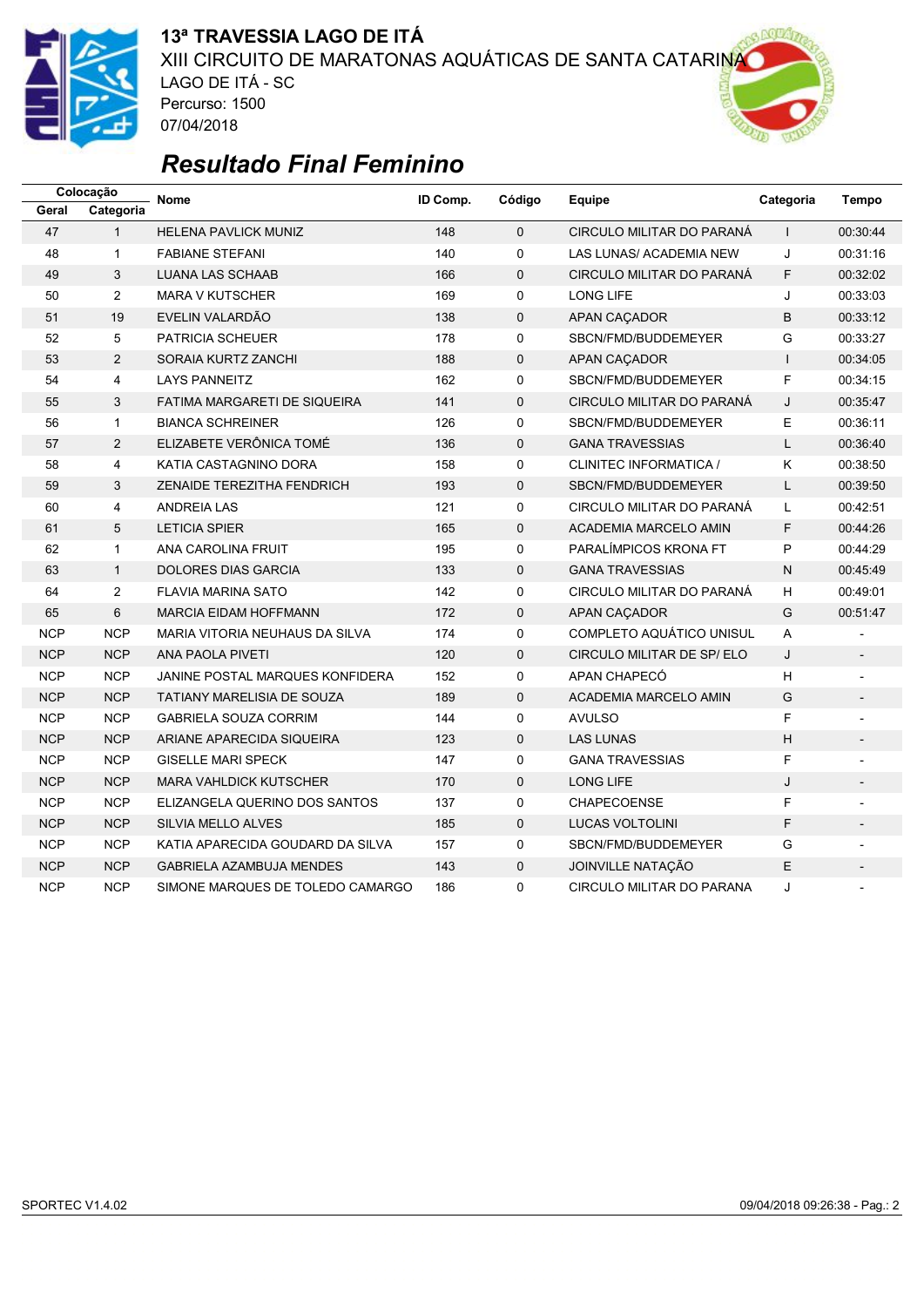**13ª TRAVESSIA LAGO DE ITÁ**

XIII CIRCUITO DE MARATONAS AQUÁTICAS DE SANTA CATARINA

LAGO DE ITÁ - SC

Percurso: 1500

07/04/2018

## *Resultado Final Feminino*

| Colocação | | Nome | ID Comp. | Código | Equipe | Categoria | Tempo |
|---|---|---|---|---|---|---|---|
| Geral | Categoria | | | | | | |
| 47 | 1 | HELENA PAVLICK MUNIZ | 148 | 0 | CIRCULO MILITAR DO PARANÁ | I | 00:30:44 |
| 48 | 1 | FABIANE STEFANI | 140 | 0 | LAS LUNAS/ ACADEMIA NEW | J | 00:31:16 |
| 49 | 3 | LUANA LAS SCHAAB | 166 | 0 | CIRCULO MILITAR DO PARANÁ | F | 00:32:02 |
| 50 | 2 | MARA V KUTSCHER | 169 | 0 | LONG LIFE | J | 00:33:03 |
| 51 | 19 | EVELIN VALARDÃO | 138 | 0 | APAN CAÇADOR | B | 00:33:12 |
| 52 | 5 | PATRICIA SCHEUER | 178 | 0 | SBCN/FMD/BUDDEMEYER | G | 00:33:27 |
| 53 | 2 | SORAIA KURTZ ZANCHI | 188 | 0 | APAN CAÇADOR | I | 00:34:05 |
| 54 | 4 | LAYS PANNEITZ | 162 | 0 | SBCN/FMD/BUDDEMEYER | F | 00:34:15 |
| 55 | 3 | FATIMA MARGARETI DE SIQUEIRA | 141 | 0 | CIRCULO MILITAR DO PARANÁ | J | 00:35:47 |
| 56 | 1 | BIANCA SCHREINER | 126 | 0 | SBCN/FMD/BUDDEMEYER | E | 00:36:11 |
| 57 | 2 | ELIZABETE VERÔNICA TOMÉ | 136 | 0 | GANA TRAVESSIAS | L | 00:36:40 |
| 58 | 4 | KATIA CASTAGNINO DORA | 158 | 0 | CLINITEC INFORMATICA / | K | 00:38:50 |
| 59 | 3 | ZENAIDE TEREZITHA FENDRICH | 193 | 0 | SBCN/FMD/BUDDEMEYER | L | 00:39:50 |
| 60 | 4 | ANDREIA LAS | 121 | 0 | CIRCULO MILITAR DO PARANÁ | L | 00:42:51 |
| 61 | 5 | LETICIA SPIER | 165 | 0 | ACADEMIA MARCELO AMIN | F | 00:44:26 |
| 62 | 1 | ANA CAROLINA FRUIT | 195 | 0 | PARALÍMPICOS KRONA FT | P | 00:44:29 |
| 63 | 1 | DOLORES DIAS GARCIA | 133 | 0 | GANA TRAVESSIAS | N | 00:45:49 |
| 64 | 2 | FLAVIA MARINA SATO | 142 | 0 | CIRCULO MILITAR DO PARANÁ | H | 00:49:01 |
| 65 | 6 | MARCIA EIDAM HOFFMANN | 172 | 0 | APAN CAÇADOR | G | 00:51:47 |
| NCP | NCP | MARIA VITORIA NEUHAUS DA SILVA | 174 | 0 | COMPLETO AQUÁTICO UNISUL | A | - |
| NCP | NCP | ANA PAOLA PIVETI | 120 | 0 | CIRCULO MILITAR DE SP/ ELO | J | - |
| NCP | NCP | JANINE POSTAL MARQUES KONFIDERA | 152 | 0 | APAN CHAPECÓ | H | - |
| NCP | NCP | TATIANY MARELISIA DE SOUZA | 189 | 0 | ACADEMIA MARCELO AMIN | G | - |
| NCP | NCP | GABRIELA SOUZA CORRIM | 144 | 0 | AVULSO | F | - |
| NCP | NCP | ARIANE APARECIDA SIQUEIRA | 123 | 0 | LAS LUNAS | H | - |
| NCP | NCP | GISELLE MARI SPECK | 147 | 0 | GANA TRAVESSIAS | F | - |
| NCP | NCP | MARA VAHLDICK KUTSCHER | 170 | 0 | LONG LIFE | J | - |
| NCP | NCP | ELIZANGELA QUERINO DOS SANTOS | 137 | 0 | CHAPECOENSE | F | - |
| NCP | NCP | SILVIA MELLO ALVES | 185 | 0 | LUCAS VOLTOLINI | F | - |
| NCP | NCP | KATIA APARECIDA GOUDARD DA SILVA | 157 | 0 | SBCN/FMD/BUDDEMEYER | G | - |
| NCP | NCP | GABRIELA AZAMBUJA MENDES | 143 | 0 | JOINVILLE NATAÇÃO | E | - |
| NCP | NCP | SIMONE MARQUES DE TOLEDO CAMARGO | 186 | 0 | CIRCULO MILITAR DO PARANA | J | - |

SPORTEC V1.4.02

09/04/2018 09:26:38